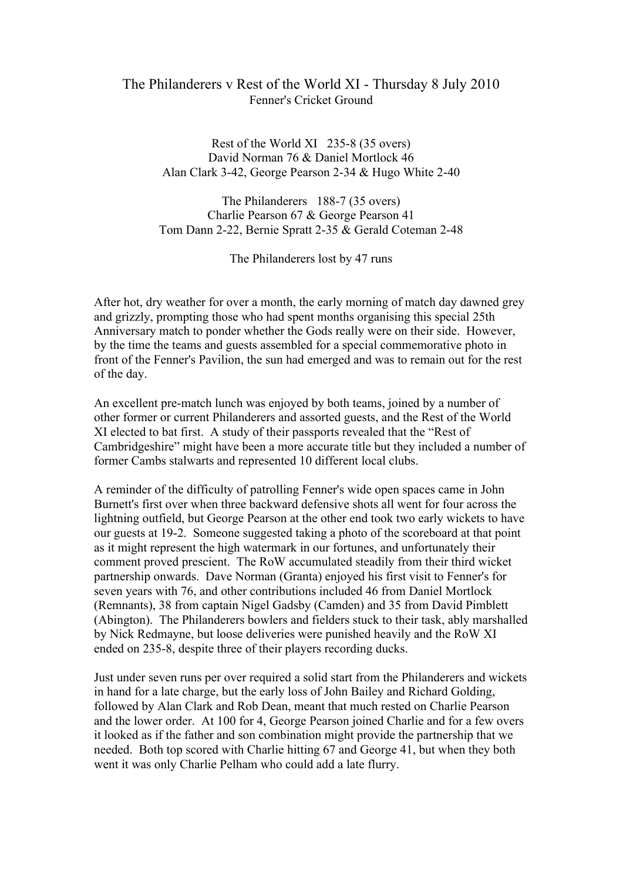# The Philanderers v Rest of the World XI - Thursday 8 July 2010

Fenner's Cricket Ground

Rest of the World XI 235-8 (35 overs)
David Norman 76 & Daniel Mortlock 46
Alan Clark 3-42, George Pearson 2-34 & Hugo White 2-40

The Philanderers 188-7 (35 overs)
Charlie Pearson 67 & George Pearson 41
Tom Dann 2-22, Bernie Spratt 2-35 & Gerald Coteman 2-48

The Philanderers lost by 47 runs

After hot, dry weather for over a month, the early morning of match day dawned grey and grizzly, prompting those who had spent months organising this special 25th Anniversary match to ponder whether the Gods really were on their side. However, by the time the teams and guests assembled for a special commemorative photo in front of the Fenner's Pavilion, the sun had emerged and was to remain out for the rest of the day.

An excellent pre-match lunch was enjoyed by both teams, joined by a number of other former or current Philanderers and assorted guests, and the Rest of the World XI elected to bat first. A study of their passports revealed that the "Rest of Cambridgeshire" might have been a more accurate title but they included a number of former Cambs stalwarts and represented 10 different local clubs.

A reminder of the difficulty of patrolling Fenner's wide open spaces came in John Burnett's first over when three backward defensive shots all went for four across the lightning outfield, but George Pearson at the other end took two early wickets to have our guests at 19-2. Someone suggested taking a photo of the scoreboard at that point as it might represent the high watermark in our fortunes, and unfortunately their comment proved prescient. The RoW accumulated steadily from their third wicket partnership onwards. Dave Norman (Granta) enjoyed his first visit to Fenner's for seven years with 76, and other contributions included 46 from Daniel Mortlock (Remnants), 38 from captain Nigel Gadsby (Camden) and 35 from David Pimblett (Abington). The Philanderers bowlers and fielders stuck to their task, ably marshalled by Nick Redmayne, but loose deliveries were punished heavily and the RoW XI ended on 235-8, despite three of their players recording ducks.

Just under seven runs per over required a solid start from the Philanderers and wickets in hand for a late charge, but the early loss of John Bailey and Richard Golding, followed by Alan Clark and Rob Dean, meant that much rested on Charlie Pearson and the lower order. At 100 for 4, George Pearson joined Charlie and for a few overs it looked as if the father and son combination might provide the partnership that we needed. Both top scored with Charlie hitting 67 and George 41, but when they both went it was only Charlie Pelham who could add a late flurry.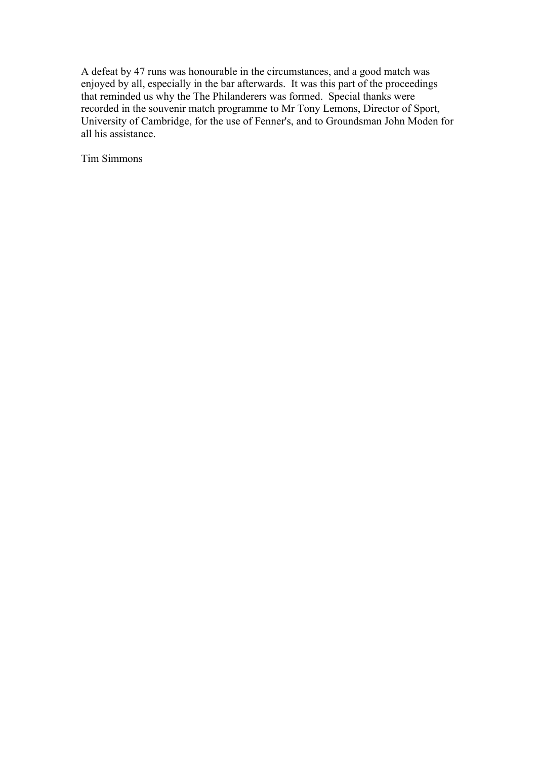A defeat by 47 runs was honourable in the circumstances, and a good match was enjoyed by all, especially in the bar afterwards. It was this part of the proceedings that reminded us why the The Philanderers was formed. Special thanks were recorded in the souvenir match programme to Mr Tony Lemons, Director of Sport, University of Cambridge, for the use of Fenner's, and to Groundsman John Moden for all his assistance.

Tim Simmons